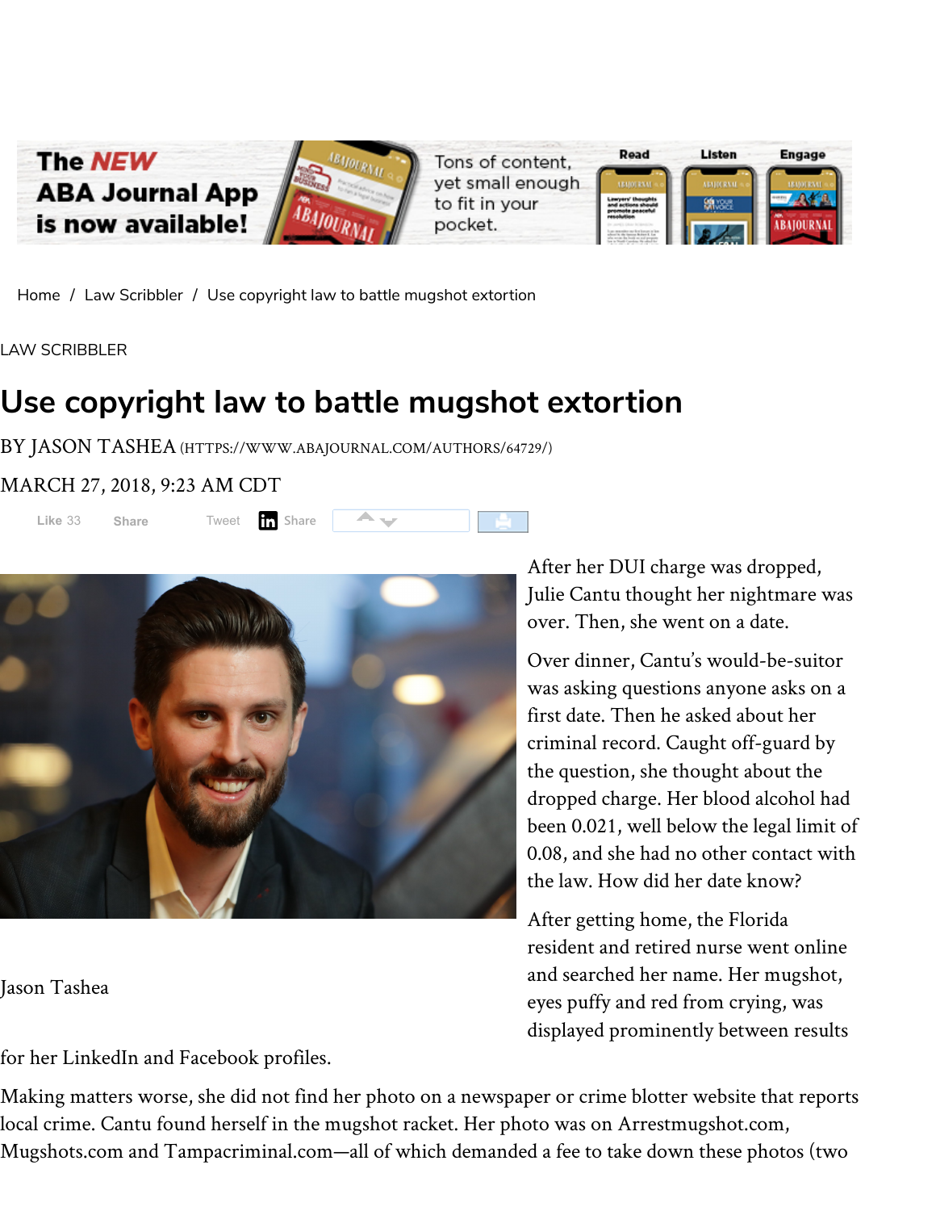Home / Law Scribbler / Use copyright law to battle mugshot extortion

LAW SCRIBBLER

# Use copyright law to battle mugshot extortion

BY JASON TASHEA (HTTPS://WWW.ABAJOURNAL.COM/AUTHORS/64729/)

MARCH 27, 2018, 9:23 AM CDT

Jason Tashea

After her DUI charge was dropped, Julie Cantu thought her nightmare was over. Then, she went on a date.

Over dinner, Cantu's would-be-suitor was asking questions anyone asks on a first date. Then he asked about her criminal record. Caught off-guard by the question, she thought about the dropped charge. Her blood alcohol had been 0.021, well below the legal limit of 0.08, and she had no other contact with the law. How did her date know?

After getting home, the Florida resident and retired nurse went online and searched her name. Her mugshot, eyes puffy and red from crying, was displayed prominently between results for her LinkedIn and Facebook profiles.

Making matters worse, she did not find her photo on a newspaper or crime blotter website that reports local crime. Cantu found herself in the mugshot racket. Her photo was on Arrestmugshot.com, Mugshots.com and Tampacriminal.com—all of which demanded a fee to take down these photos (two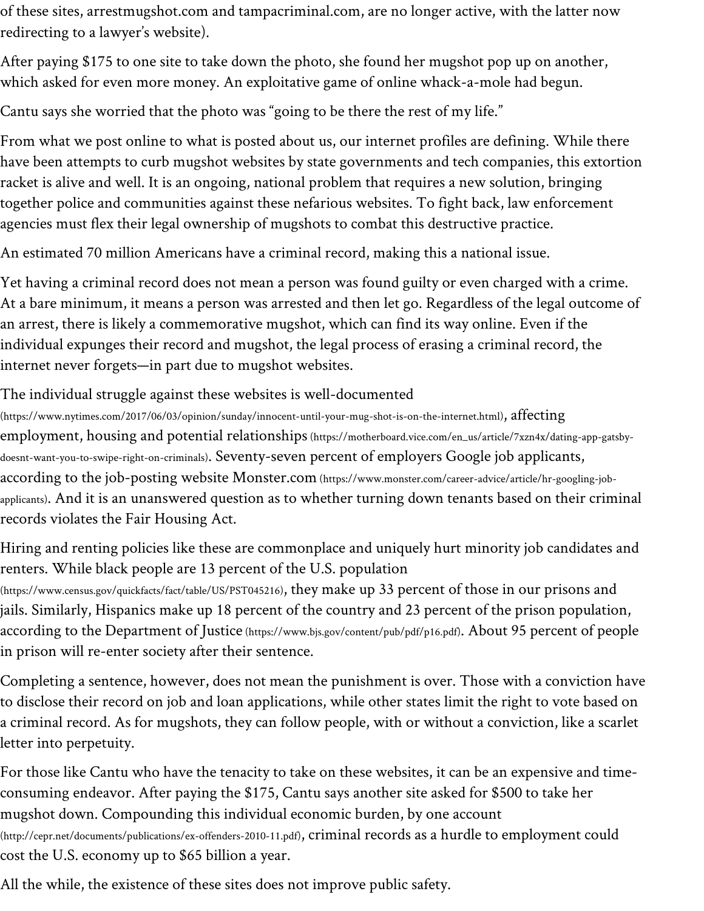of these sites, arrestmugshot.com and tampacriminal.com, are no longer active, with the latter now redirecting to a lawyer's website).

After paying $175 to one site to take down the photo, she found her mugshot pop up on another, which asked for even more money. An exploitative game of online whack-a-mole had begun.

Cantu says she worried that the photo was "going to be there the rest of my life."

From what we post online to what is posted about us, our internet profiles are defining. While there have been attempts to curb mugshot websites by state governments and tech companies, this extortion racket is alive and well. It is an ongoing, national problem that requires a new solution, bringing together police and communities against these nefarious websites. To fight back, law enforcement agencies must flex their legal ownership of mugshots to combat this destructive practice.

An estimated 70 million Americans have a criminal record, making this a national issue.

Yet having a criminal record does not mean a person was found guilty or even charged with a crime. At a bare minimum, it means a person was arrested and then let go. Regardless of the legal outcome of an arrest, there is likely a commemorative mugshot, which can find its way online. Even if the individual expunges their record and mugshot, the legal process of erasing a criminal record, the internet never forgets—in part due to mugshot websites.

The individual struggle against these websites is well-documented (https://www.nytimes.com/2017/06/03/opinion/sunday/innocent-until-your-mug-shot-is-on-the-internet.html), affecting employment, housing and potential relationships (https://motherboard.vice.com/en_us/article/7xzn4x/dating-app-gatsby-doesnt-want-you-to-swipe-right-on-criminals). Seventy-seven percent of employers Google job applicants, according to the job-posting website Monster.com (https://www.monster.com/career-advice/article/hr-googling-job-applicants). And it is an unanswered question as to whether turning down tenants based on their criminal records violates the Fair Housing Act.

Hiring and renting policies like these are commonplace and uniquely hurt minority job candidates and renters. While black people are 13 percent of the U.S. population (https://www.census.gov/quickfacts/fact/table/US/PST045216), they make up 33 percent of those in our prisons and jails. Similarly, Hispanics make up 18 percent of the country and 23 percent of the prison population, according to the Department of Justice (https://www.bjs.gov/content/pub/pdf/p16.pdf). About 95 percent of people in prison will re-enter society after their sentence.

Completing a sentence, however, does not mean the punishment is over. Those with a conviction have to disclose their record on job and loan applications, while other states limit the right to vote based on a criminal record. As for mugshots, they can follow people, with or without a conviction, like a scarlet letter into perpetuity.

For those like Cantu who have the tenacity to take on these websites, it can be an expensive and time-consuming endeavor. After paying the $175, Cantu says another site asked for $500 to take her mugshot down. Compounding this individual economic burden, by one account (http://cepr.net/documents/publications/ex-offenders-2010-11.pdf), criminal records as a hurdle to employment could cost the U.S. economy up to $65 billion a year.

All the while, the existence of these sites does not improve public safety.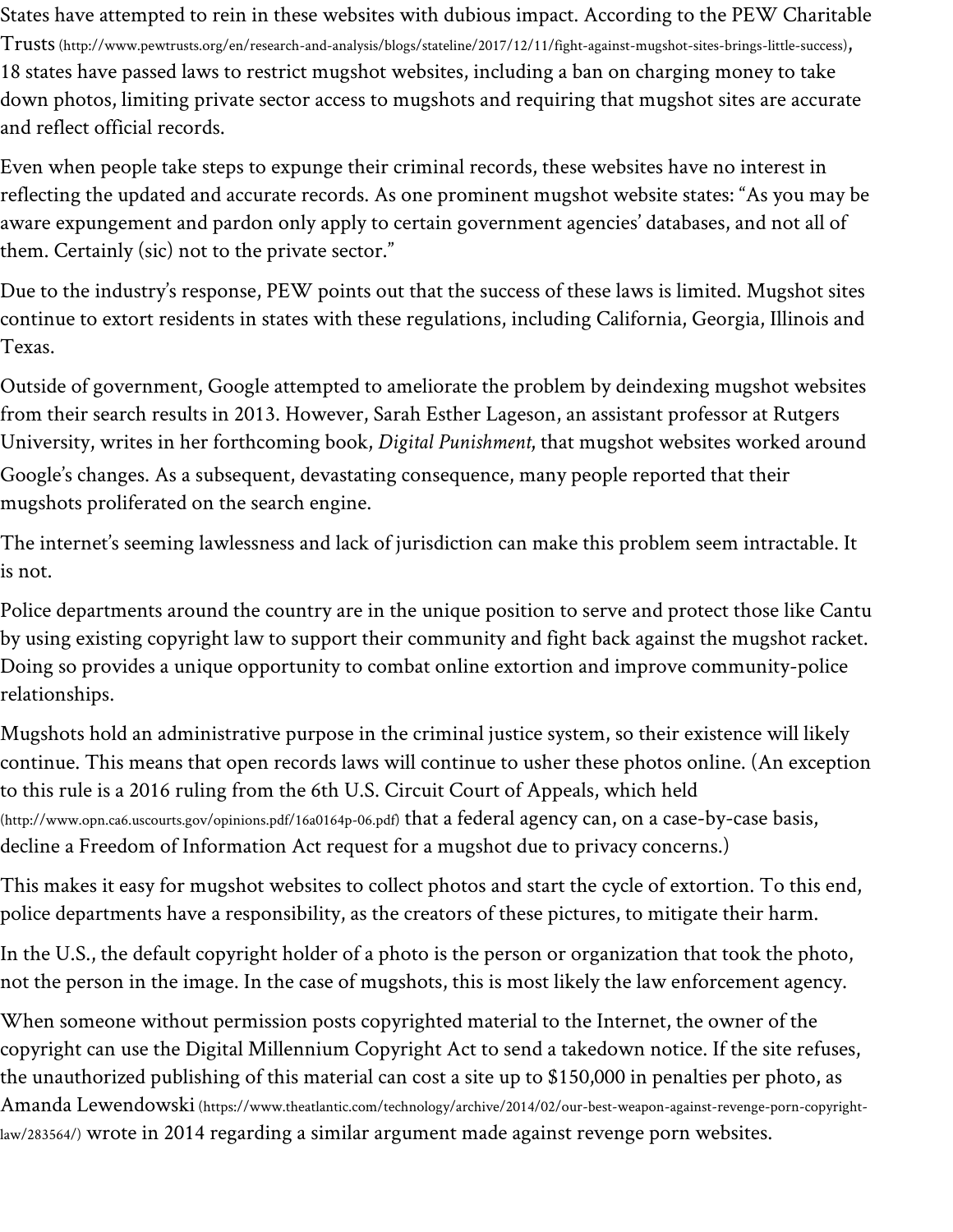States have attempted to rein in these websites with dubious impact. According to the PEW Charitable Trusts (http://www.pewtrusts.org/en/research-and-analysis/blogs/stateline/2017/12/11/fight-against-mugshot-sites-brings-little-success), 18 states have passed laws to restrict mugshot websites, including a ban on charging money to take down photos, limiting private sector access to mugshots and requiring that mugshot sites are accurate and reflect official records.

Even when people take steps to expunge their criminal records, these websites have no interest in reflecting the updated and accurate records. As one prominent mugshot website states: "As you may be aware expungement and pardon only apply to certain government agencies' databases, and not all of them. Certainly (sic) not to the private sector."

Due to the industry's response, PEW points out that the success of these laws is limited. Mugshot sites continue to extort residents in states with these regulations, including California, Georgia, Illinois and Texas.

Outside of government, Google attempted to ameliorate the problem by deindexing mugshot websites from their search results in 2013. However, Sarah Esther Lageson, an assistant professor at Rutgers University, writes in her forthcoming book, *Digital Punishment*, that mugshot websites worked around Google's changes. As a subsequent, devastating consequence, many people reported that their mugshots proliferated on the search engine.

The internet's seeming lawlessness and lack of jurisdiction can make this problem seem intractable. It is not.

Police departments around the country are in the unique position to serve and protect those like Cantu by using existing copyright law to support their community and fight back against the mugshot racket. Doing so provides a unique opportunity to combat online extortion and improve community-police relationships.

Mugshots hold an administrative purpose in the criminal justice system, so their existence will likely continue. This means that open records laws will continue to usher these photos online. (An exception to this rule is a 2016 ruling from the 6th U.S. Circuit Court of Appeals, which held (http://www.opn.ca6.uscourts.gov/opinions.pdf/16a0164p-06.pdf) that a federal agency can, on a case-by-case basis, decline a Freedom of Information Act request for a mugshot due to privacy concerns.)

This makes it easy for mugshot websites to collect photos and start the cycle of extortion. To this end, police departments have a responsibility, as the creators of these pictures, to mitigate their harm.

In the U.S., the default copyright holder of a photo is the person or organization that took the photo, not the person in the image. In the case of mugshots, this is most likely the law enforcement agency.

When someone without permission posts copyrighted material to the Internet, the owner of the copyright can use the Digital Millennium Copyright Act to send a takedown notice. If the site refuses, the unauthorized publishing of this material can cost a site up to $150,000 in penalties per photo, as Amanda Lewendowski (https://www.theatlantic.com/technology/archive/2014/02/our-best-weapon-against-revenge-porn-copyright-law/283564/) wrote in 2014 regarding a similar argument made against revenge porn websites.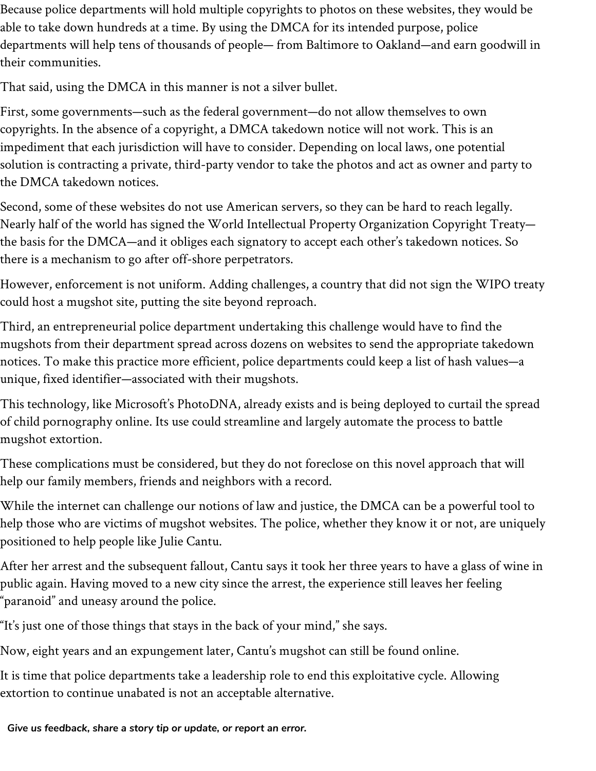Because police departments will hold multiple copyrights to photos on these websites, they would be able to take down hundreds at a time. By using the DMCA for its intended purpose, police departments will help tens of thousands of people— from Baltimore to Oakland—and earn goodwill in their communities.

That said, using the DMCA in this manner is not a silver bullet.

First, some governments—such as the federal government—do not allow themselves to own copyrights. In the absence of a copyright, a DMCA takedown notice will not work. This is an impediment that each jurisdiction will have to consider. Depending on local laws, one potential solution is contracting a private, third-party vendor to take the photos and act as owner and party to the DMCA takedown notices.

Second, some of these websites do not use American servers, so they can be hard to reach legally. Nearly half of the world has signed the World Intellectual Property Organization Copyright Treaty—the basis for the DMCA—and it obliges each signatory to accept each other's takedown notices. So there is a mechanism to go after off-shore perpetrators.

However, enforcement is not uniform. Adding challenges, a country that did not sign the WIPO treaty could host a mugshot site, putting the site beyond reproach.

Third, an entrepreneurial police department undertaking this challenge would have to find the mugshots from their department spread across dozens on websites to send the appropriate takedown notices. To make this practice more efficient, police departments could keep a list of hash values—a unique, fixed identifier—associated with their mugshots.

This technology, like Microsoft's PhotoDNA, already exists and is being deployed to curtail the spread of child pornography online. Its use could streamline and largely automate the process to battle mugshot extortion.

These complications must be considered, but they do not foreclose on this novel approach that will help our family members, friends and neighbors with a record.

While the internet can challenge our notions of law and justice, the DMCA can be a powerful tool to help those who are victims of mugshot websites. The police, whether they know it or not, are uniquely positioned to help people like Julie Cantu.

After her arrest and the subsequent fallout, Cantu says it took her three years to have a glass of wine in public again. Having moved to a new city since the arrest, the experience still leaves her feeling "paranoid" and uneasy around the police.

"It's just one of those things that stays in the back of your mind," she says.

Now, eight years and an expungement later, Cantu's mugshot can still be found online.

It is time that police departments take a leadership role to end this exploitative cycle. Allowing extortion to continue unabated is not an acceptable alternative.

***Give us feedback, share a story tip or update, or report an error.***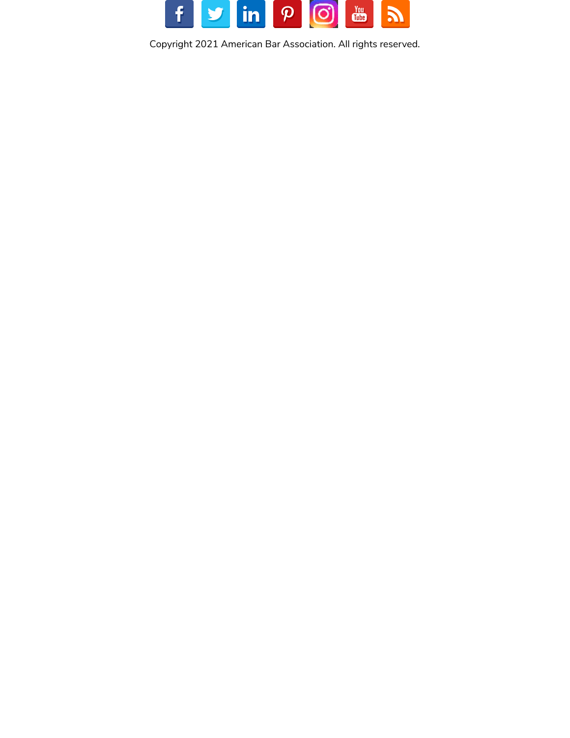Copyright 2021 American Bar Association. All rights reserved.